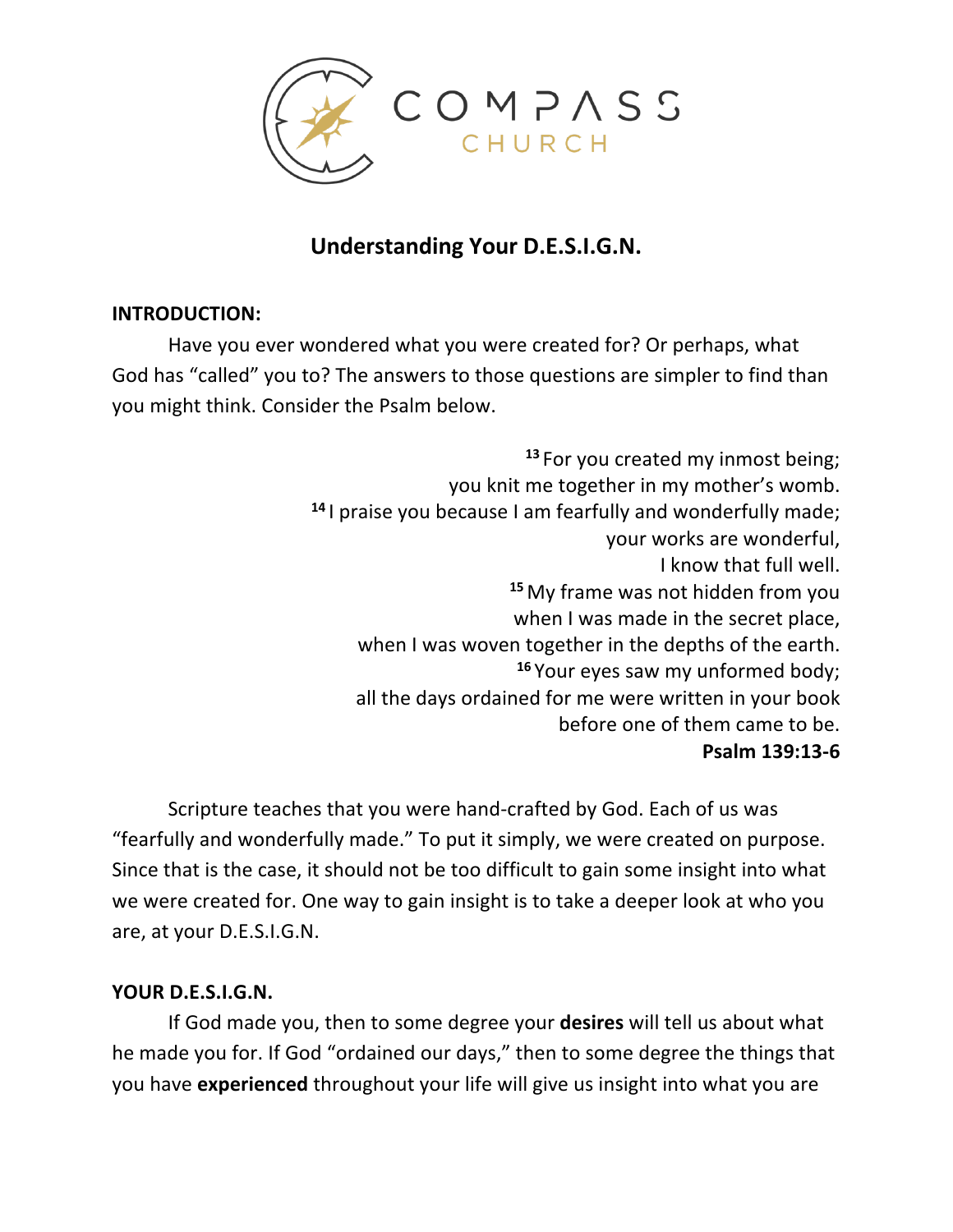COMPASS CHURCH

# Understanding Your D.E.S.I.G.N.

**INTRODUCTION:**

Have you ever wondered what you were created for? Or perhaps, what God has "called" you to? The answers to those questions are simpler to find than you might think. Consider the Psalm below.

> [13] For you created my inmost being;
> you knit me together in my mother's womb.
> [14] I praise you because I am fearfully and wonderfully made;
> your works are wonderful,
> I know that full well.
> [15] My frame was not hidden from you
> when I was made in the secret place,
> when I was woven together in the depths of the earth.
> [16] Your eyes saw my unformed body;
> all the days ordained for me were written in your book
> before one of them came to be.
> **Psalm 139:13-6**

Scripture teaches that you were hand-crafted by God. Each of us was "fearfully and wonderfully made." To put it simply, we were created on purpose. Since that is the case, it should not be too difficult to gain some insight into what we were created for. One way to gain insight is to take a deeper look at who you are, at your D.E.S.I.G.N.

**YOUR D.E.S.I.G.N.**

If God made you, then to some degree your **desires** will tell us about what he made you for. If God "ordained our days," then to some degree the things that you have **experienced** throughout your life will give us insight into what you are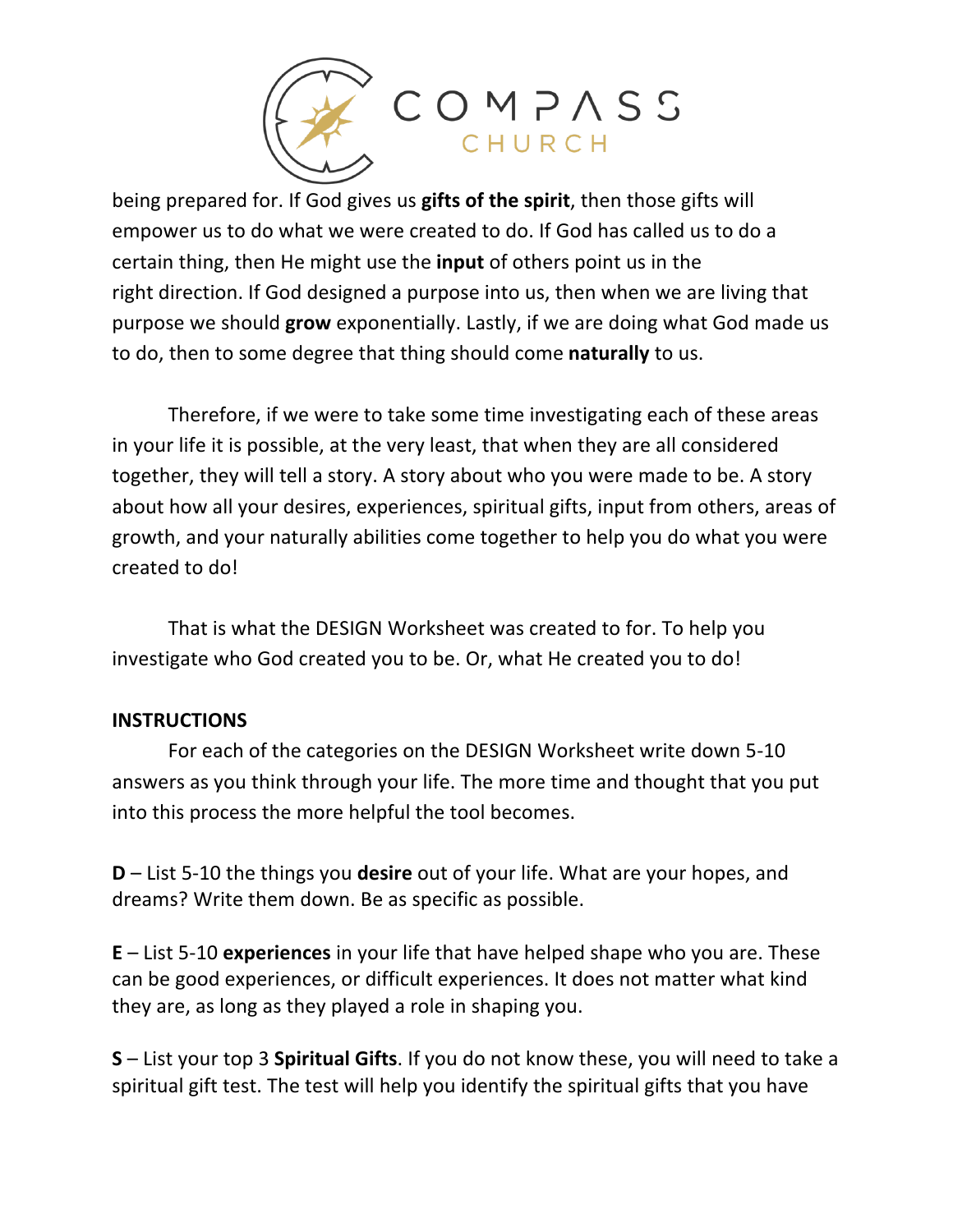being prepared for. If God gives us **gifts of the spirit**, then those gifts will empower us to do what we were created to do. If God has called us to do a certain thing, then He might use the **input** of others point us in the right direction. If God designed a purpose into us, then when we are living that purpose we should **grow** exponentially. Lastly, if we are doing what God made us to do, then to some degree that thing should come **naturally** to us.

Therefore, if we were to take some time investigating each of these areas in your life it is possible, at the very least, that when they are all considered together, they will tell a story. A story about who you were made to be. A story about how all your desires, experiences, spiritual gifts, input from others, areas of growth, and your naturally abilities come together to help you do what you were created to do!

That is what the DESIGN Worksheet was created to for. To help you investigate who God created you to be. Or, what He created you to do!

**INSTRUCTIONS**

For each of the categories on the DESIGN Worksheet write down 5-10 answers as you think through your life. The more time and thought that you put into this process the more helpful the tool becomes.

**D** – List 5-10 the things you **desire** out of your life. What are your hopes, and dreams? Write them down. Be as specific as possible.

**E** – List 5-10 **experiences** in your life that have helped shape who you are. These can be good experiences, or difficult experiences. It does not matter what kind they are, as long as they played a role in shaping you.

**S** – List your top 3 **Spiritual Gifts**. If you do not know these, you will need to take a spiritual gift test. The test will help you identify the spiritual gifts that you have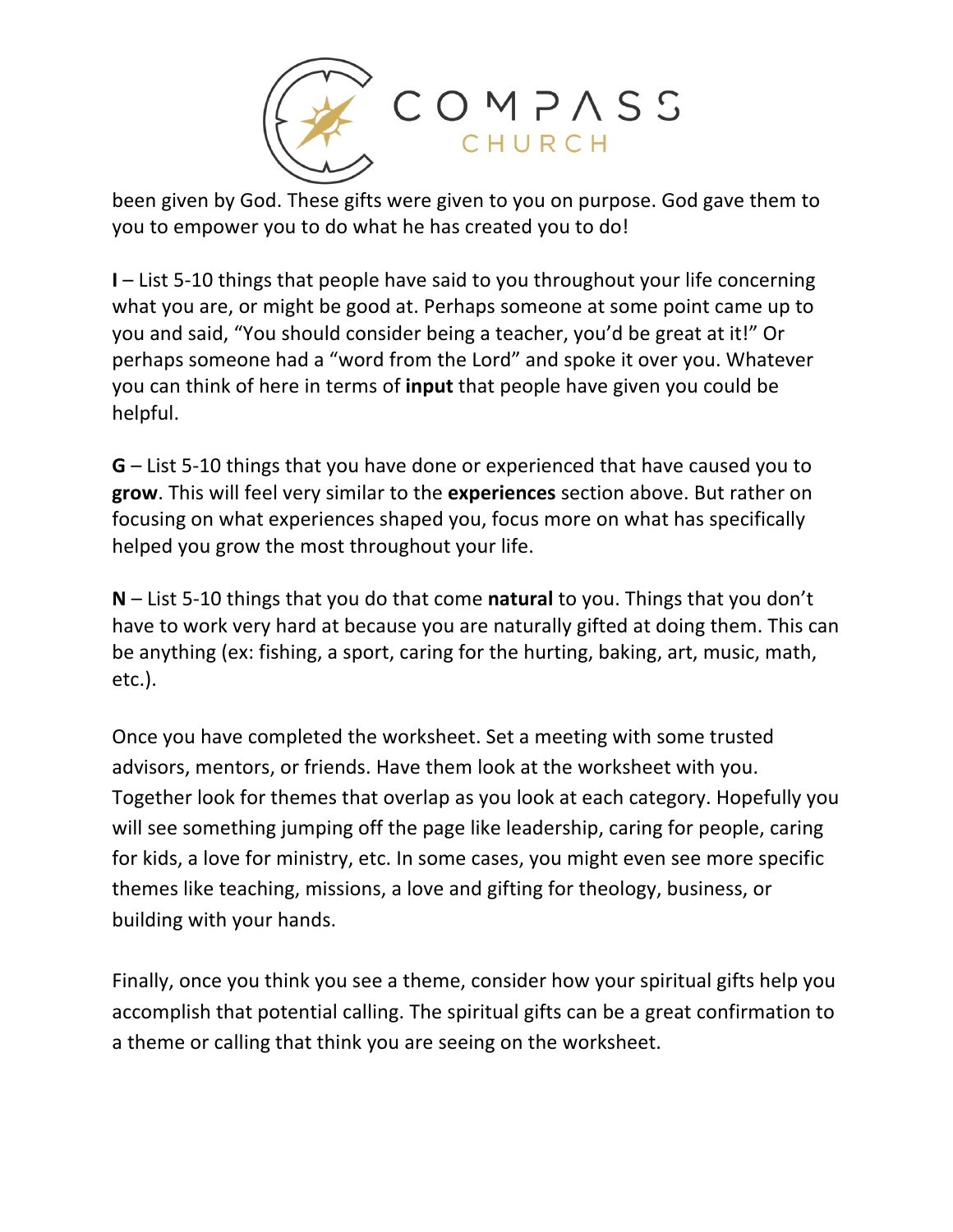been given by God. These gifts were given to you on purpose. God gave them to you to empower you to do what he has created you to do!

**I** – List 5-10 things that people have said to you throughout your life concerning what you are, or might be good at. Perhaps someone at some point came up to you and said, "You should consider being a teacher, you'd be great at it!" Or perhaps someone had a "word from the Lord" and spoke it over you. Whatever you can think of here in terms of **input** that people have given you could be helpful.

**G** – List 5-10 things that you have done or experienced that have caused you to **grow**. This will feel very similar to the **experiences** section above. But rather on focusing on what experiences shaped you, focus more on what has specifically helped you grow the most throughout your life.

**N** – List 5-10 things that you do that come **natural** to you. Things that you don't have to work very hard at because you are naturally gifted at doing them. This can be anything (ex: fishing, a sport, caring for the hurting, baking, art, music, math, etc.).

Once you have completed the worksheet. Set a meeting with some trusted advisors, mentors, or friends. Have them look at the worksheet with you. Together look for themes that overlap as you look at each category. Hopefully you will see something jumping off the page like leadership, caring for people, caring for kids, a love for ministry, etc. In some cases, you might even see more specific themes like teaching, missions, a love and gifting for theology, business, or building with your hands.

Finally, once you think you see a theme, consider how your spiritual gifts help you accomplish that potential calling. The spiritual gifts can be a great confirmation to a theme or calling that think you are seeing on the worksheet.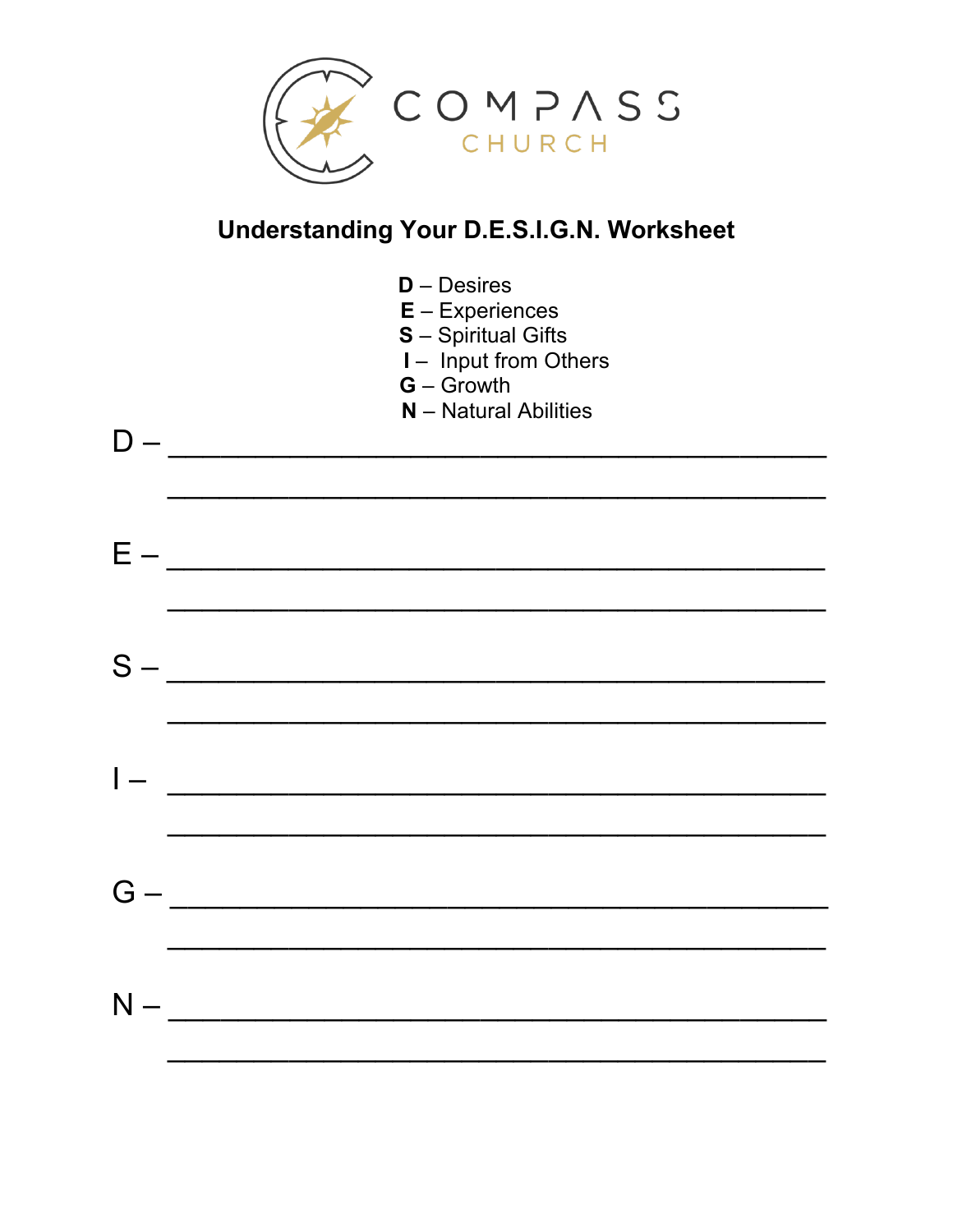COMPASS
CHURCH

# Understanding Your D.E.S.I.G.N. Worksheet

**D** – Desires
**E** – Experiences
**S** – Spiritual Gifts
**I** – Input from Others
**G** – Growth
**N** – Natural Abilities

D – ____________________________________________
____________________________________________

E – ____________________________________________
____________________________________________

S – ____________________________________________
____________________________________________

I – ____________________________________________
____________________________________________

G – ____________________________________________
____________________________________________

N – ____________________________________________
____________________________________________